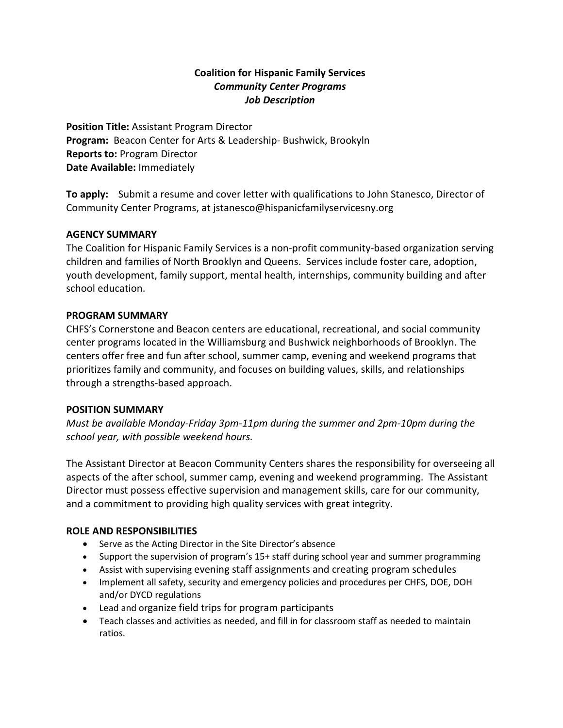**Coalition for Hispanic Family Services**
***Community Center Programs***
***Job Description***

**Position Title:** Assistant Program Director
**Program:** Beacon Center for Arts & Leadership- Bushwick, Brookyln
**Reports to:** Program Director
**Date Available:** Immediately

**To apply:** Submit a resume and cover letter with qualifications to John Stanesco, Director of Community Center Programs, at jstanesco@hispanicfamilyservicesny.org

## AGENCY SUMMARY

The Coalition for Hispanic Family Services is a non-profit community-based organization serving children and families of North Brooklyn and Queens. Services include foster care, adoption, youth development, family support, mental health, internships, community building and after school education.

## PROGRAM SUMMARY

CHFS's Cornerstone and Beacon centers are educational, recreational, and social community center programs located in the Williamsburg and Bushwick neighborhoods of Brooklyn. The centers offer free and fun after school, summer camp, evening and weekend programs that prioritizes family and community, and focuses on building values, skills, and relationships through a strengths-based approach.

## POSITION SUMMARY

*Must be available Monday-Friday 3pm-11pm during the summer and 2pm-10pm during the school year, with possible weekend hours.*

The Assistant Director at Beacon Community Centers shares the responsibility for overseeing all aspects of the after school, summer camp, evening and weekend programming. The Assistant Director must possess effective supervision and management skills, care for our community, and a commitment to providing high quality services with great integrity.

## ROLE AND RESPONSIBILITIES

- Serve as the Acting Director in the Site Director's absence
- Support the supervision of program's 15+ staff during school year and summer programming
- Assist with supervising evening staff assignments and creating program schedules
- Implement all safety, security and emergency policies and procedures per CHFS, DOE, DOH and/or DYCD regulations
- Lead and organize field trips for program participants
- Teach classes and activities as needed, and fill in for classroom staff as needed to maintain ratios.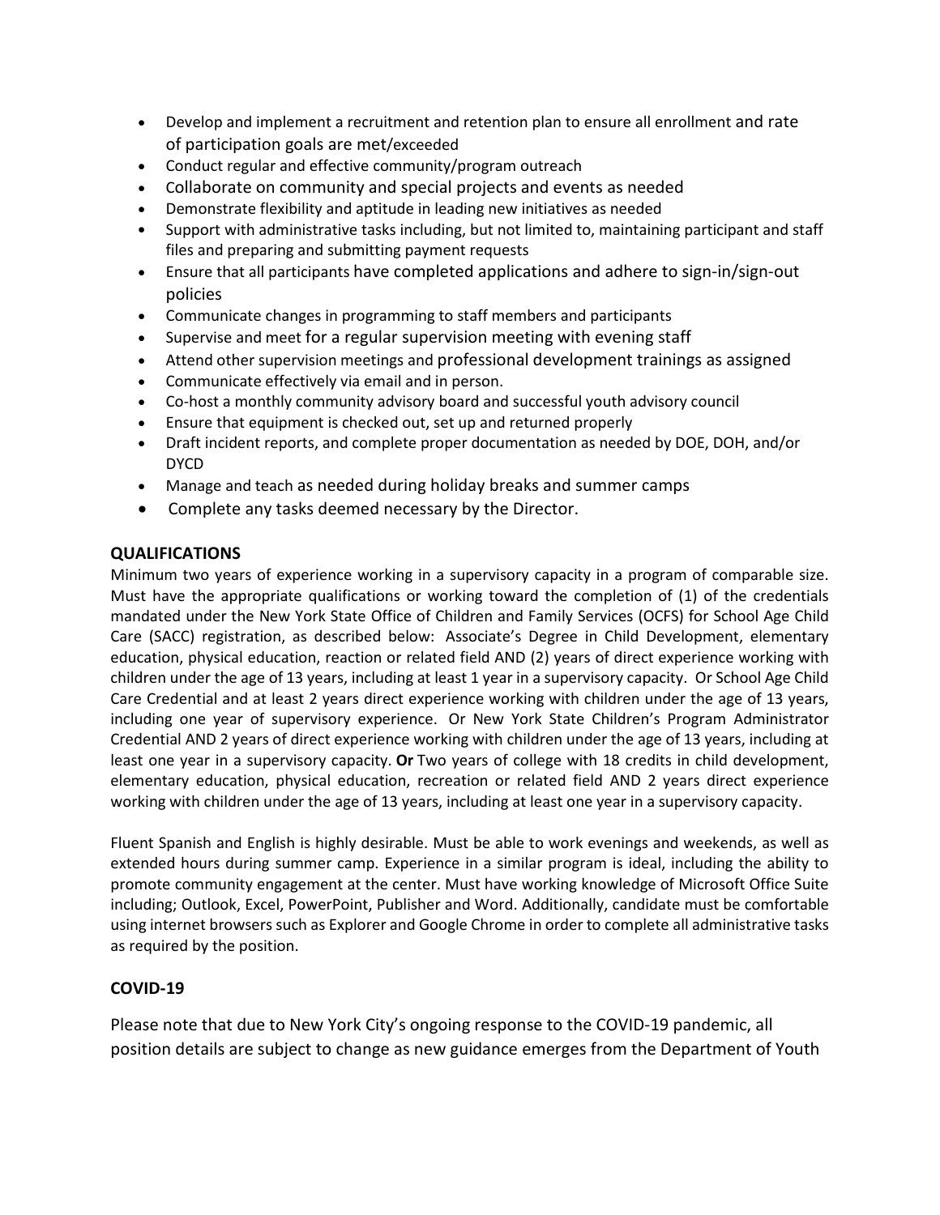- Develop and implement a recruitment and retention plan to ensure all enrollment and rate of participation goals are met/exceeded
- Conduct regular and effective community/program outreach
- Collaborate on community and special projects and events as needed
- Demonstrate flexibility and aptitude in leading new initiatives as needed
- Support with administrative tasks including, but not limited to, maintaining participant and staff files and preparing and submitting payment requests
- Ensure that all participants have completed applications and adhere to sign-in/sign-out policies
- Communicate changes in programming to staff members and participants
- Supervise and meet for a regular supervision meeting with evening staff
- Attend other supervision meetings and professional development trainings as assigned
- Communicate effectively via email and in person.
- Co-host a monthly community advisory board and successful youth advisory council
- Ensure that equipment is checked out, set up and returned properly
- Draft incident reports, and complete proper documentation as needed by DOE, DOH, and/or DYCD
- Manage and teach as needed during holiday breaks and summer camps
- Complete any tasks deemed necessary by the Director.

## QUALIFICATIONS

Minimum two years of experience working in a supervisory capacity in a program of comparable size. Must have the appropriate qualifications or working toward the completion of (1) of the credentials mandated under the New York State Office of Children and Family Services (OCFS) for School Age Child Care (SACC) registration, as described below: Associate's Degree in Child Development, elementary education, physical education, reaction or related field AND (2) years of direct experience working with children under the age of 13 years, including at least 1 year in a supervisory capacity. Or School Age Child Care Credential and at least 2 years direct experience working with children under the age of 13 years, including one year of supervisory experience. Or New York State Children's Program Administrator Credential AND 2 years of direct experience working with children under the age of 13 years, including at least one year in a supervisory capacity. **Or** Two years of college with 18 credits in child development, elementary education, physical education, recreation or related field AND 2 years direct experience working with children under the age of 13 years, including at least one year in a supervisory capacity.

Fluent Spanish and English is highly desirable. Must be able to work evenings and weekends, as well as extended hours during summer camp. Experience in a similar program is ideal, including the ability to promote community engagement at the center. Must have working knowledge of Microsoft Office Suite including; Outlook, Excel, PowerPoint, Publisher and Word. Additionally, candidate must be comfortable using internet browsers such as Explorer and Google Chrome in order to complete all administrative tasks as required by the position.

## COVID-19

Please note that due to New York City's ongoing response to the COVID-19 pandemic, all position details are subject to change as new guidance emerges from the Department of Youth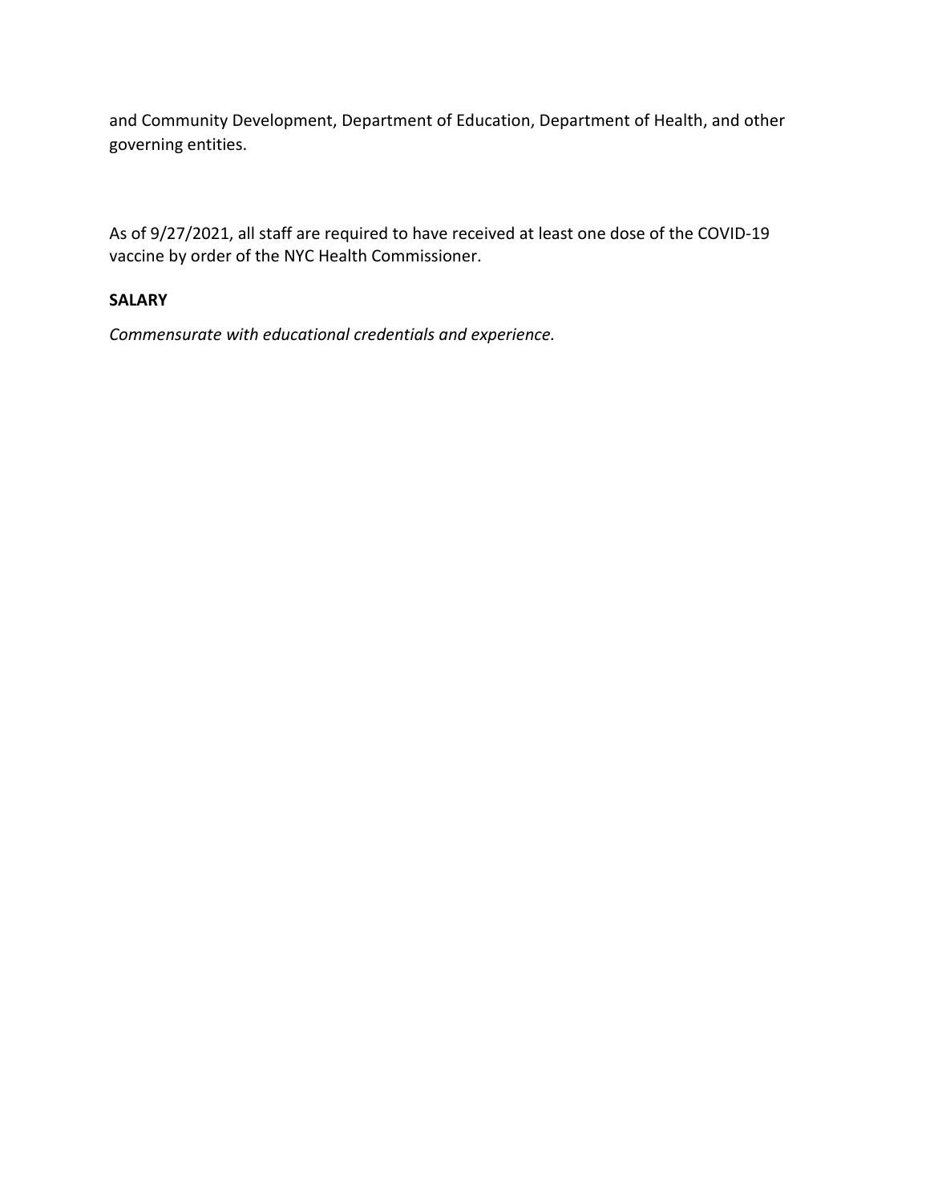and Community Development, Department of Education, Department of Health, and other governing entities.

As of 9/27/2021, all staff are required to have received at least one dose of the COVID-19 vaccine by order of the NYC Health Commissioner.

**SALARY**

*Commensurate with educational credentials and experience.*